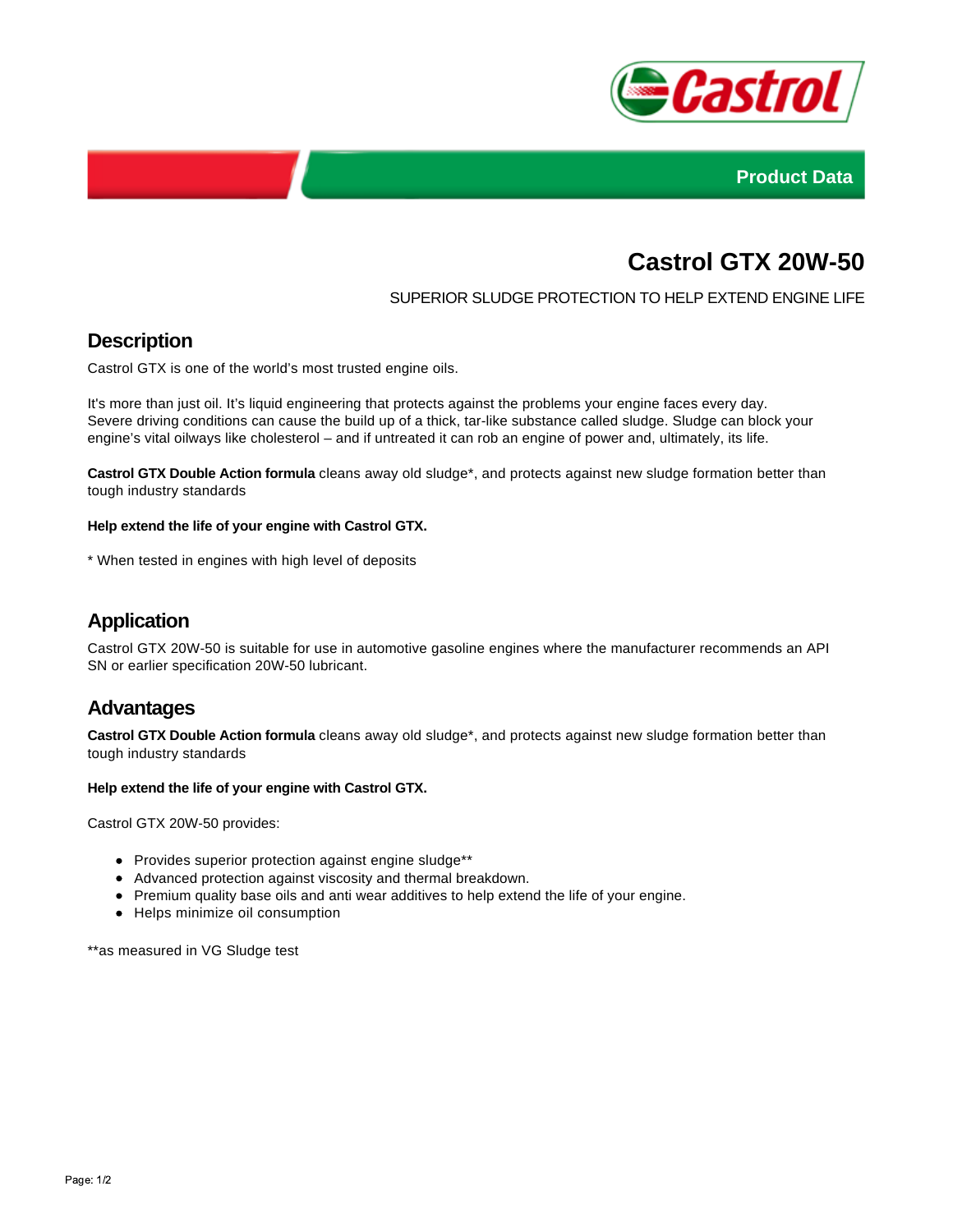Product Data

# Castrol GTX 20W-50

SUPERIOR SLUDGE PROTECTION TO HELP EXTEND ENGINE LIFE

## Description

Castrol GTX is one of the world's most trusted engine oils.

It's more than just oil. It's liquid engineering that protects against the problems your engine faces every day. Severe driving conditions can cause the build up of a thick, tar-like substance called sludge. Sludge can block your engine's vital oilways like cholesterol – and if untreated it can rob an engine of power and, ultimately, its life.

**Castrol GTX Double Action formula** cleans away old sludge*, and protects against new sludge formation better than tough industry standards

**Help extend the life of your engine with Castrol GTX.**

* When tested in engines with high level of deposits

## Application

Castrol GTX 20W-50 is suitable for use in automotive gasoline engines where the manufacturer recommends an API SN or earlier specification 20W-50 lubricant.

## Advantages

**Castrol GTX Double Action formula** cleans away old sludge*, and protects against new sludge formation better than tough industry standards

**Help extend the life of your engine with Castrol GTX.**

Castrol GTX 20W-50 provides:

- Provides superior protection against engine sludge**
- Advanced protection against viscosity and thermal breakdown.
- Premium quality base oils and anti wear additives to help extend the life of your engine.
- Helps minimize oil consumption

**as measured in VG Sludge test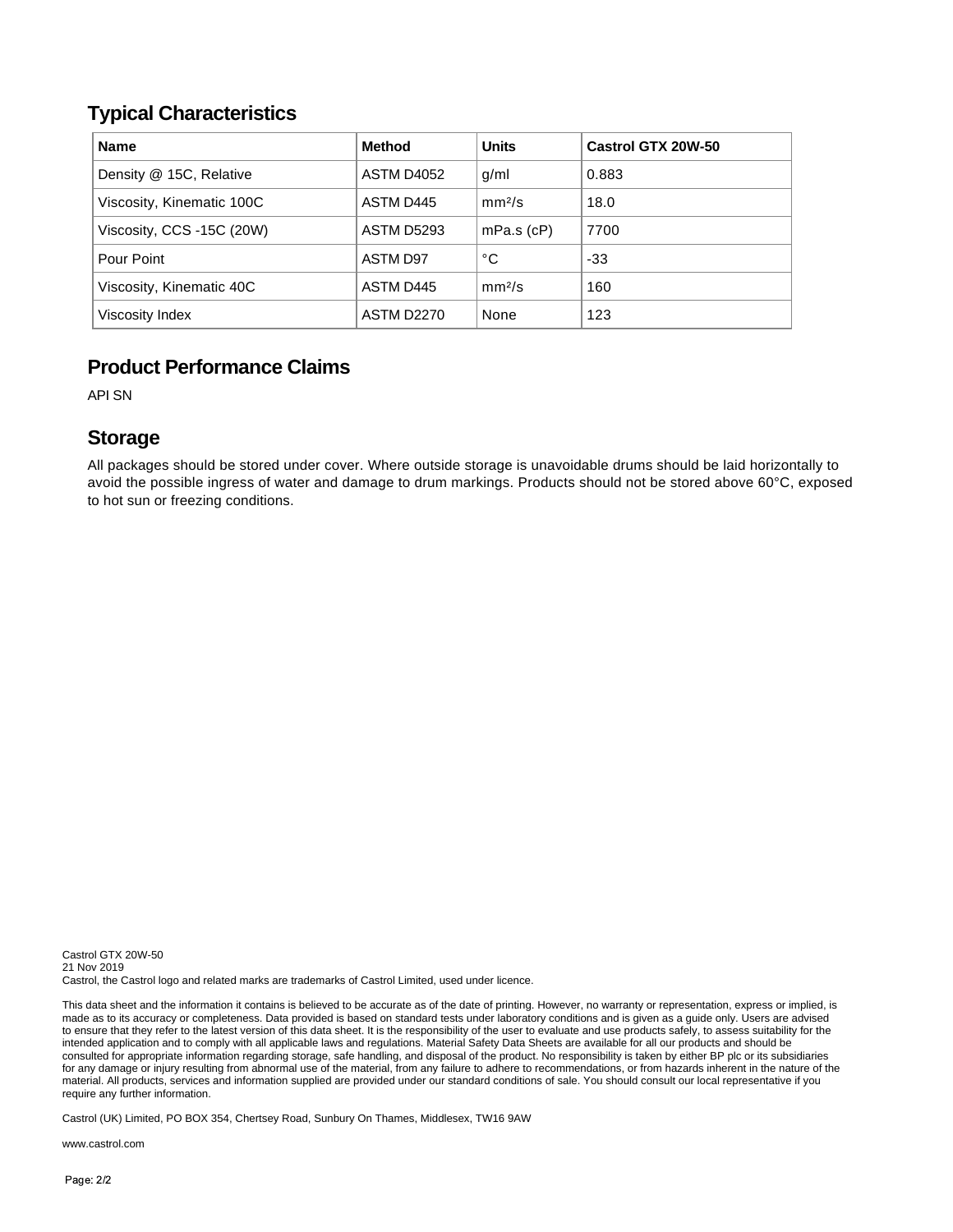## Typical Characteristics

| Name | Method | Units | Castrol GTX 20W-50 |
|---|---|---|---|
| Density @ 15C, Relative | ASTM D4052 | g/ml | 0.883 |
| Viscosity, Kinematic 100C | ASTM D445 | $mm^2/s$ | 18.0 |
| Viscosity, CCS -15C (20W) | ASTM D5293 | mPa.s (cP) | 7700 |
| Pour Point | ASTM D97 | °C | -33 |
| Viscosity, Kinematic 40C | ASTM D445 | $mm^2/s$ | 160 |
| Viscosity Index | ASTM D2270 | None | 123 |

## Product Performance Claims

API SN

## Storage

All packages should be stored under cover. Where outside storage is unavoidable drums should be laid horizontally to avoid the possible ingress of water and damage to drum markings. Products should not be stored above 60°C, exposed to hot sun or freezing conditions.

Castrol GTX 20W-50
21 Nov 2019
Castrol, the Castrol logo and related marks are trademarks of Castrol Limited, used under licence.

This data sheet and the information it contains is believed to be accurate as of the date of printing. However, no warranty or representation, express or implied, is made as to its accuracy or completeness. Data provided is based on standard tests under laboratory conditions and is given as a guide only. Users are advised to ensure that they refer to the latest version of this data sheet. It is the responsibility of the user to evaluate and use products safely, to assess suitability for the intended application and to comply with all applicable laws and regulations. Material Safety Data Sheets are available for all our products and should be consulted for appropriate information regarding storage, safe handling, and disposal of the product. No responsibility is taken by either BP plc or its subsidiaries for any damage or injury resulting from abnormal use of the material, from any failure to adhere to recommendations, or from hazards inherent in the nature of the material. All products, services and information supplied are provided under our standard conditions of sale. You should consult our local representative if you require any further information.

Castrol (UK) Limited, PO BOX 354, Chertsey Road, Sunbury On Thames, Middlesex, TW16 9AW

www.castrol.com